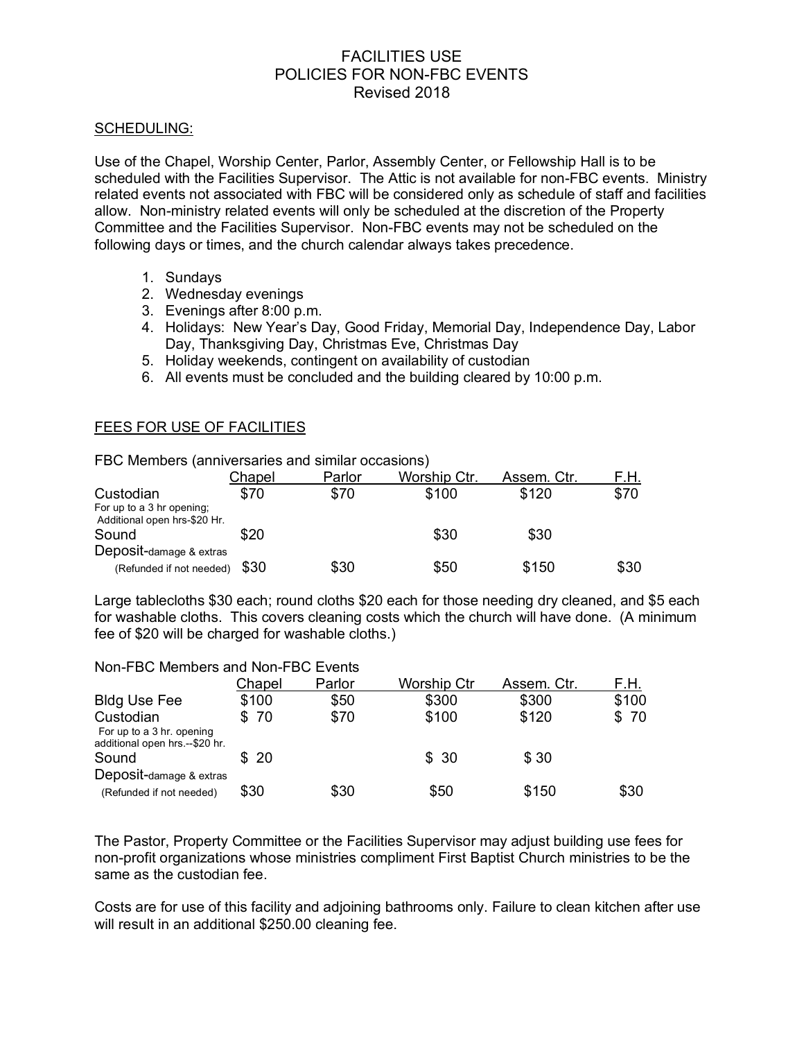# FACILITIES USE
## POLICIES FOR NON-FBC EVENTS
### Revised 2018

**SCHEDULING:**

Use of the Chapel, Worship Center, Parlor, Assembly Center, or Fellowship Hall is to be scheduled with the Facilities Supervisor. The Attic is not available for non-FBC events. Ministry related events not associated with FBC will be considered only as schedule of staff and facilities allow. Non-ministry related events will only be scheduled at the discretion of the Property Committee and the Facilities Supervisor. Non-FBC events may not be scheduled on the following days or times, and the church calendar always takes precedence.

1. Sundays
2. Wednesday evenings
3. Evenings after 8:00 p.m.
4. Holidays: New Year's Day, Good Friday, Memorial Day, Independence Day, Labor Day, Thanksgiving Day, Christmas Eve, Christmas Day
5. Holiday weekends, contingent on availability of custodian
6. All events must be concluded and the building cleared by 10:00 p.m.

**FEES FOR USE OF FACILITIES**

FBC Members (anniversaries and similar occasions)

| | Chapel | Parlor | Worship Ctr. | Assem. Ctr. | F.H. |
|---|---|---|---|---|---|
| Custodian<br>For up to a 3 hr opening; Additional open hrs-$20 Hr. | $70 | $70 | $100 | $120 | $70 |
| Sound | $20 | | $30 | $30 | |
| Deposit-damage & extras<br>(Refunded if not needed) | $30 | $30 | $50 | $150 | $30 |

Large tablecloths $30 each; round cloths $20 each for those needing dry cleaned, and $5 each for washable cloths. This covers cleaning costs which the church will have done. (A minimum fee of $20 will be charged for washable cloths.)

Non-FBC Members and Non-FBC Events

| | Chapel | Parlor | Worship Ctr | Assem. Ctr. | F.H. |
|---|---|---|---|---|---|
| Bldg Use Fee | $100 | $50 | $300 | $300 | $100 |
| Custodian<br>For up to a 3 hr. opening additional open hrs.--$20 hr. | $ 70 | $70 | $100 | $120 | $ 70 |
| Sound | $ 20 | | $ 30 | $ 30 | |
| Deposit-damage & extras<br>(Refunded if not needed) | $30 | $30 | $50 | $150 | $30 |

The Pastor, Property Committee or the Facilities Supervisor may adjust building use fees for non-profit organizations whose ministries compliment First Baptist Church ministries to be the same as the custodian fee.

Costs are for use of this facility and adjoining bathrooms only. Failure to clean kitchen after use will result in an additional $250.00 cleaning fee.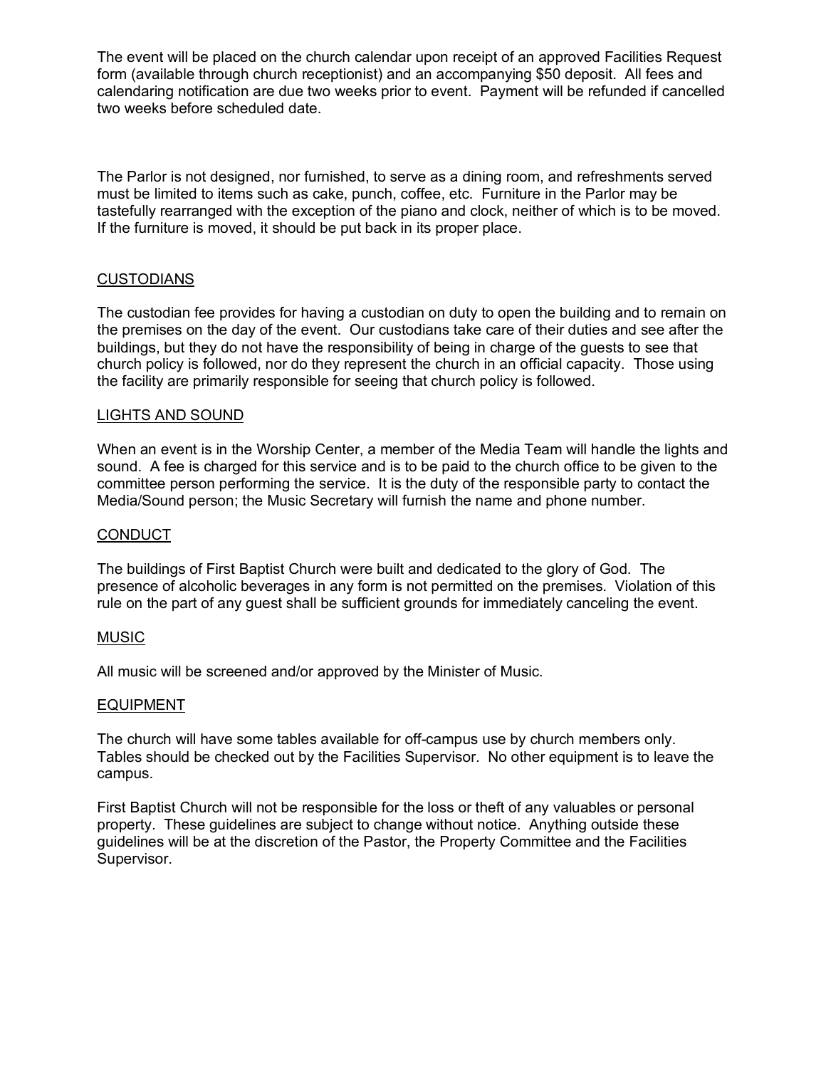The event will be placed on the church calendar upon receipt of an approved Facilities Request form (available through church receptionist) and an accompanying $50 deposit. All fees and calendaring notification are due two weeks prior to event. Payment will be refunded if cancelled two weeks before scheduled date.

The Parlor is not designed, nor furnished, to serve as a dining room, and refreshments served must be limited to items such as cake, punch, coffee, etc. Furniture in the Parlor may be tastefully rearranged with the exception of the piano and clock, neither of which is to be moved. If the furniture is moved, it should be put back in its proper place.

## CUSTODIANS

The custodian fee provides for having a custodian on duty to open the building and to remain on the premises on the day of the event. Our custodians take care of their duties and see after the buildings, but they do not have the responsibility of being in charge of the guests to see that church policy is followed, nor do they represent the church in an official capacity. Those using the facility are primarily responsible for seeing that church policy is followed.

## LIGHTS AND SOUND

When an event is in the Worship Center, a member of the Media Team will handle the lights and sound. A fee is charged for this service and is to be paid to the church office to be given to the committee person performing the service. It is the duty of the responsible party to contact the Media/Sound person; the Music Secretary will furnish the name and phone number.

## CONDUCT

The buildings of First Baptist Church were built and dedicated to the glory of God. The presence of alcoholic beverages in any form is not permitted on the premises. Violation of this rule on the part of any guest shall be sufficient grounds for immediately canceling the event.

## MUSIC

All music will be screened and/or approved by the Minister of Music.

## EQUIPMENT

The church will have some tables available for off-campus use by church members only. Tables should be checked out by the Facilities Supervisor. No other equipment is to leave the campus.

First Baptist Church will not be responsible for the loss or theft of any valuables or personal property. These guidelines are subject to change without notice. Anything outside these guidelines will be at the discretion of the Pastor, the Property Committee and the Facilities Supervisor.